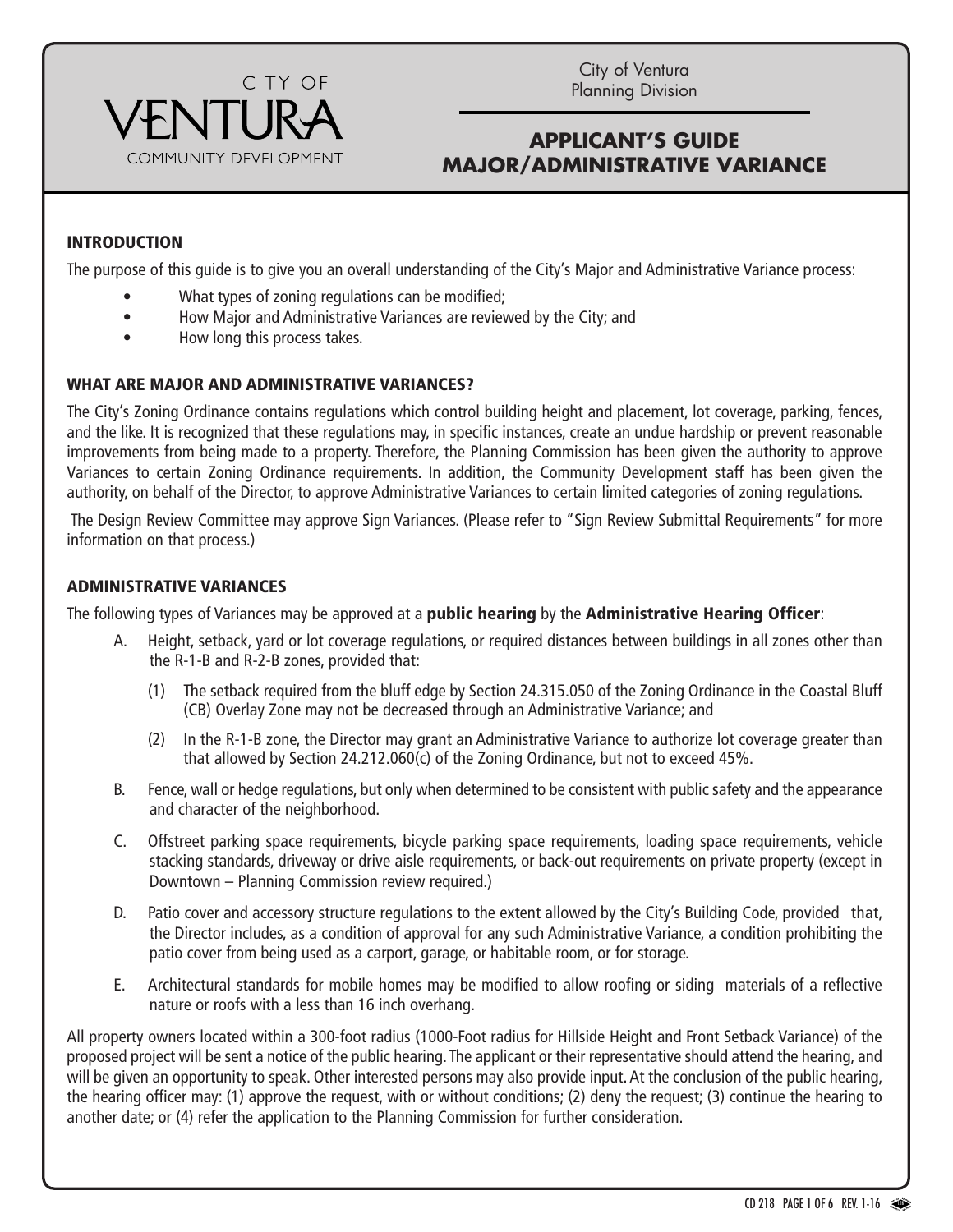City of Ventura
Planning Division

CITY OF
VENTURA
COMMUNITY DEVELOPMENT

# APPLICANT'S GUIDE MAJOR/ADMINISTRATIVE VARIANCE

## INTRODUCTION

The purpose of this guide is to give you an overall understanding of the City's Major and Administrative Variance process:

- What types of zoning regulations can be modified;
- How Major and Administrative Variances are reviewed by the City; and
- How long this process takes.

## WHAT ARE MAJOR AND ADMINISTRATIVE VARIANCES?

The City's Zoning Ordinance contains regulations which control building height and placement, lot coverage, parking, fences, and the like. It is recognized that these regulations may, in specific instances, create an undue hardship or prevent reasonable improvements from being made to a property. Therefore, the Planning Commission has been given the authority to approve Variances to certain Zoning Ordinance requirements. In addition, the Community Development staff has been given the authority, on behalf of the Director, to approve Administrative Variances to certain limited categories of zoning regulations.

The Design Review Committee may approve Sign Variances. (Please refer to "Sign Review Submittal Requirements" for more information on that process.)

## ADMINISTRATIVE VARIANCES

The following types of Variances may be approved at a **public hearing** by the **Administrative Hearing Officer**:

A. Height, setback, yard or lot coverage regulations, or required distances between buildings in all zones other than the R-1-B and R-2-B zones, provided that:

   (1) The setback required from the bluff edge by Section 24.315.050 of the Zoning Ordinance in the Coastal Bluff (CB) Overlay Zone may not be decreased through an Administrative Variance; and

   (2) In the R-1-B zone, the Director may grant an Administrative Variance to authorize lot coverage greater than that allowed by Section 24.212.060(c) of the Zoning Ordinance, but not to exceed 45%.

B. Fence, wall or hedge regulations, but only when determined to be consistent with public safety and the appearance and character of the neighborhood.

C. Offstreet parking space requirements, bicycle parking space requirements, loading space requirements, vehicle stacking standards, driveway or drive aisle requirements, or back-out requirements on private property (except in Downtown – Planning Commission review required.)

D. Patio cover and accessory structure regulations to the extent allowed by the City's Building Code, provided that, the Director includes, as a condition of approval for any such Administrative Variance, a condition prohibiting the patio cover from being used as a carport, garage, or habitable room, or for storage.

E. Architectural standards for mobile homes may be modified to allow roofing or siding materials of a reflective nature or roofs with a less than 16 inch overhang.

All property owners located within a 300-foot radius (1000-Foot radius for Hillside Height and Front Setback Variance) of the proposed project will be sent a notice of the public hearing. The applicant or their representative should attend the hearing, and will be given an opportunity to speak. Other interested persons may also provide input. At the conclusion of the public hearing, the hearing officer may: (1) approve the request, with or without conditions; (2) deny the request; (3) continue the hearing to another date; or (4) refer the application to the Planning Commission for further consideration.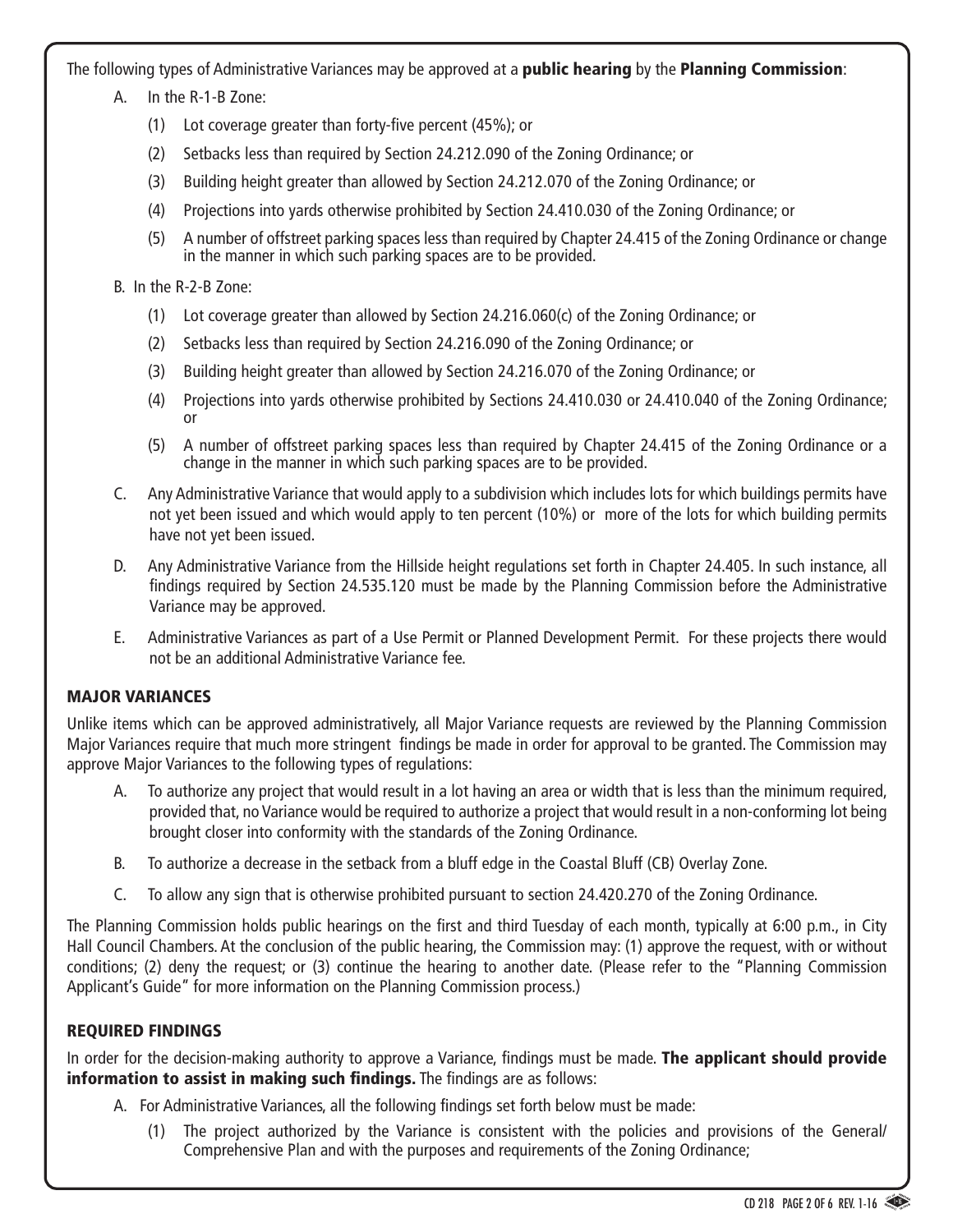The following types of Administrative Variances may be approved at a **public hearing** by the **Planning Commission**:

A. In the R-1-B Zone:

   (1) Lot coverage greater than forty-five percent (45%); or

   (2) Setbacks less than required by Section 24.212.090 of the Zoning Ordinance; or

   (3) Building height greater than allowed by Section 24.212.070 of the Zoning Ordinance; or

   (4) Projections into yards otherwise prohibited by Section 24.410.030 of the Zoning Ordinance; or

   (5) A number of offstreet parking spaces less than required by Chapter 24.415 of the Zoning Ordinance or change in the manner in which such parking spaces are to be provided.

B. In the R-2-B Zone:

   (1) Lot coverage greater than allowed by Section 24.216.060(c) of the Zoning Ordinance; or

   (2) Setbacks less than required by Section 24.216.090 of the Zoning Ordinance; or

   (3) Building height greater than allowed by Section 24.216.070 of the Zoning Ordinance; or

   (4) Projections into yards otherwise prohibited by Sections 24.410.030 or 24.410.040 of the Zoning Ordinance; or

   (5) A number of offstreet parking spaces less than required by Chapter 24.415 of the Zoning Ordinance or a change in the manner in which such parking spaces are to be provided.

C. Any Administrative Variance that would apply to a subdivision which includes lots for which buildings permits have not yet been issued and which would apply to ten percent (10%) or more of the lots for which building permits have not yet been issued.

D. Any Administrative Variance from the Hillside height regulations set forth in Chapter 24.405. In such instance, all findings required by Section 24.535.120 must be made by the Planning Commission before the Administrative Variance may be approved.

E. Administrative Variances as part of a Use Permit or Planned Development Permit. For these projects there would not be an additional Administrative Variance fee.

## MAJOR VARIANCES

Unlike items which can be approved administratively, all Major Variance requests are reviewed by the Planning Commission Major Variances require that much more stringent findings be made in order for approval to be granted. The Commission may approve Major Variances to the following types of regulations:

A. To authorize any project that would result in a lot having an area or width that is less than the minimum required, provided that, no Variance would be required to authorize a project that would result in a non-conforming lot being brought closer into conformity with the standards of the Zoning Ordinance.

B. To authorize a decrease in the setback from a bluff edge in the Coastal Bluff (CB) Overlay Zone.

C. To allow any sign that is otherwise prohibited pursuant to section 24.420.270 of the Zoning Ordinance.

The Planning Commission holds public hearings on the first and third Tuesday of each month, typically at 6:00 p.m., in City Hall Council Chambers. At the conclusion of the public hearing, the Commission may: (1) approve the request, with or without conditions; (2) deny the request; or (3) continue the hearing to another date. (Please refer to the "Planning Commission Applicant's Guide" for more information on the Planning Commission process.)

## REQUIRED FINDINGS

In order for the decision-making authority to approve a Variance, findings must be made. **The applicant should provide information to assist in making such findings.** The findings are as follows:

A. For Administrative Variances, all the following findings set forth below must be made:

   (1) The project authorized by the Variance is consistent with the policies and provisions of the General/ Comprehensive Plan and with the purposes and requirements of the Zoning Ordinance;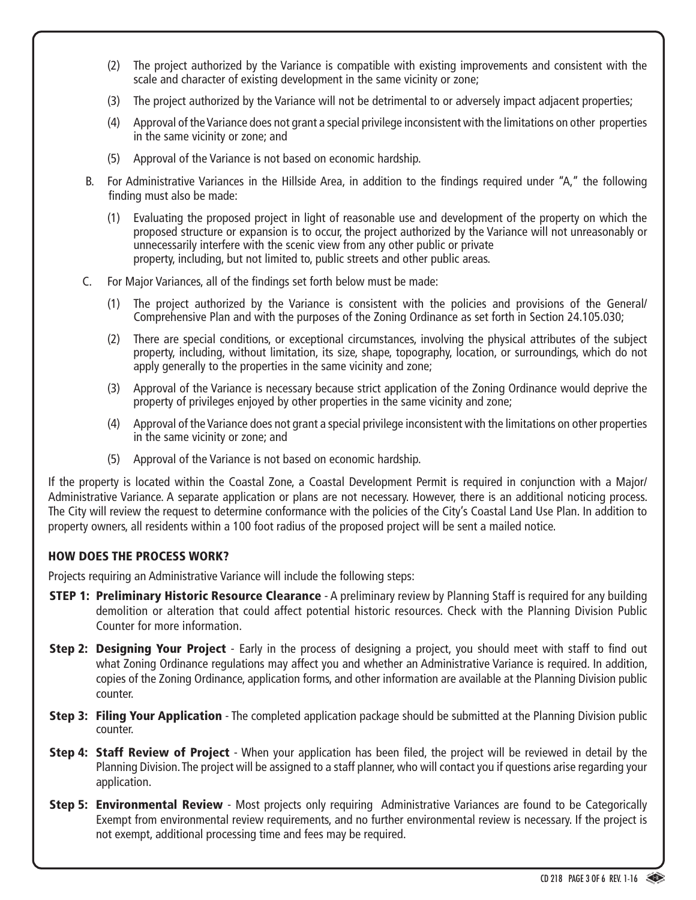(2) The project authorized by the Variance is compatible with existing improvements and consistent with the scale and character of existing development in the same vicinity or zone;

(3) The project authorized by the Variance will not be detrimental to or adversely impact adjacent properties;

(4) Approval of the Variance does not grant a special privilege inconsistent with the limitations on other properties in the same vicinity or zone; and

(5) Approval of the Variance is not based on economic hardship.

B. For Administrative Variances in the Hillside Area, in addition to the findings required under "A," the following finding must also be made:

(1) Evaluating the proposed project in light of reasonable use and development of the property on which the proposed structure or expansion is to occur, the project authorized by the Variance will not unreasonably or unnecessarily interfere with the scenic view from any other public or private property, including, but not limited to, public streets and other public areas.

C. For Major Variances, all of the findings set forth below must be made:

(1) The project authorized by the Variance is consistent with the policies and provisions of the General/ Comprehensive Plan and with the purposes of the Zoning Ordinance as set forth in Section 24.105.030;

(2) There are special conditions, or exceptional circumstances, involving the physical attributes of the subject property, including, without limitation, its size, shape, topography, location, or surroundings, which do not apply generally to the properties in the same vicinity and zone;

(3) Approval of the Variance is necessary because strict application of the Zoning Ordinance would deprive the property of privileges enjoyed by other properties in the same vicinity and zone;

(4) Approval of the Variance does not grant a special privilege inconsistent with the limitations on other properties in the same vicinity or zone; and

(5) Approval of the Variance is not based on economic hardship.

If the property is located within the Coastal Zone, a Coastal Development Permit is required in conjunction with a Major/ Administrative Variance. A separate application or plans are not necessary. However, there is an additional noticing process. The City will review the request to determine conformance with the policies of the City's Coastal Land Use Plan. In addition to property owners, all residents within a 100 foot radius of the proposed project will be sent a mailed notice.

## HOW DOES THE PROCESS WORK?

Projects requiring an Administrative Variance will include the following steps:

**STEP 1: Preliminary Historic Resource Clearance** - A preliminary review by Planning Staff is required for any building demolition or alteration that could affect potential historic resources. Check with the Planning Division Public Counter for more information.

**Step 2: Designing Your Project** - Early in the process of designing a project, you should meet with staff to find out what Zoning Ordinance regulations may affect you and whether an Administrative Variance is required. In addition, copies of the Zoning Ordinance, application forms, and other information are available at the Planning Division public counter.

**Step 3: Filing Your Application** - The completed application package should be submitted at the Planning Division public counter.

**Step 4: Staff Review of Project** - When your application has been filed, the project will be reviewed in detail by the Planning Division. The project will be assigned to a staff planner, who will contact you if questions arise regarding your application.

**Step 5: Environmental Review** - Most projects only requiring Administrative Variances are found to be Categorically Exempt from environmental review requirements, and no further environmental review is necessary. If the project is not exempt, additional processing time and fees may be required.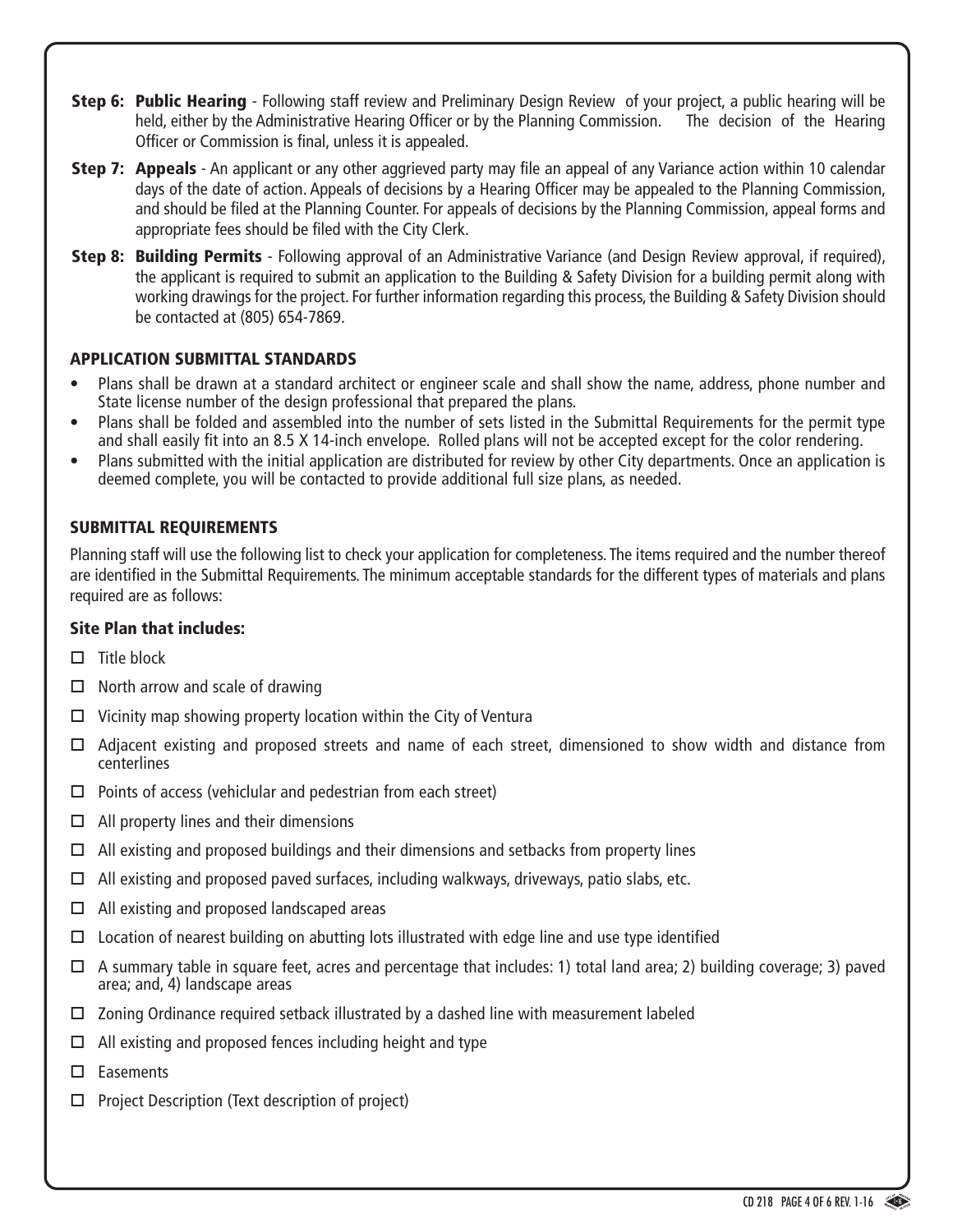**Step 6: Public Hearing** - Following staff review and Preliminary Design Review of your project, a public hearing will be held, either by the Administrative Hearing Officer or by the Planning Commission. The decision of the Hearing Officer or Commission is final, unless it is appealed.

**Step 7: Appeals** - An applicant or any other aggrieved party may file an appeal of any Variance action within 10 calendar days of the date of action. Appeals of decisions by a Hearing Officer may be appealed to the Planning Commission, and should be filed at the Planning Counter. For appeals of decisions by the Planning Commission, appeal forms and appropriate fees should be filed with the City Clerk.

**Step 8: Building Permits** - Following approval of an Administrative Variance (and Design Review approval, if required), the applicant is required to submit an application to the Building & Safety Division for a building permit along with working drawings for the project. For further information regarding this process, the Building & Safety Division should be contacted at (805) 654-7869.

## APPLICATION SUBMITTAL STANDARDS

- Plans shall be drawn at a standard architect or engineer scale and shall show the name, address, phone number and State license number of the design professional that prepared the plans.
- Plans shall be folded and assembled into the number of sets listed in the Submittal Requirements for the permit type and shall easily fit into an 8.5 X 14-inch envelope. Rolled plans will not be accepted except for the color rendering.
- Plans submitted with the initial application are distributed for review by other City departments. Once an application is deemed complete, you will be contacted to provide additional full size plans, as needed.

## SUBMITTAL REQUIREMENTS

Planning staff will use the following list to check your application for completeness. The items required and the number thereof are identified in the Submittal Requirements. The minimum acceptable standards for the different types of materials and plans required are as follows:

### Site Plan that includes:

- ☐ Title block
- ☐ North arrow and scale of drawing
- ☐ Vicinity map showing property location within the City of Ventura
- ☐ Adjacent existing and proposed streets and name of each street, dimensioned to show width and distance from centerlines
- ☐ Points of access (vehiclular and pedestrian from each street)
- ☐ All property lines and their dimensions
- ☐ All existing and proposed buildings and their dimensions and setbacks from property lines
- ☐ All existing and proposed paved surfaces, including walkways, driveways, patio slabs, etc.
- ☐ All existing and proposed landscaped areas
- ☐ Location of nearest building on abutting lots illustrated with edge line and use type identified
- ☐ A summary table in square feet, acres and percentage that includes: 1) total land area; 2) building coverage; 3) paved area; and, 4) landscape areas
- ☐ Zoning Ordinance required setback illustrated by a dashed line with measurement labeled
- ☐ All existing and proposed fences including height and type
- ☐ Easements
- ☐ Project Description (Text description of project)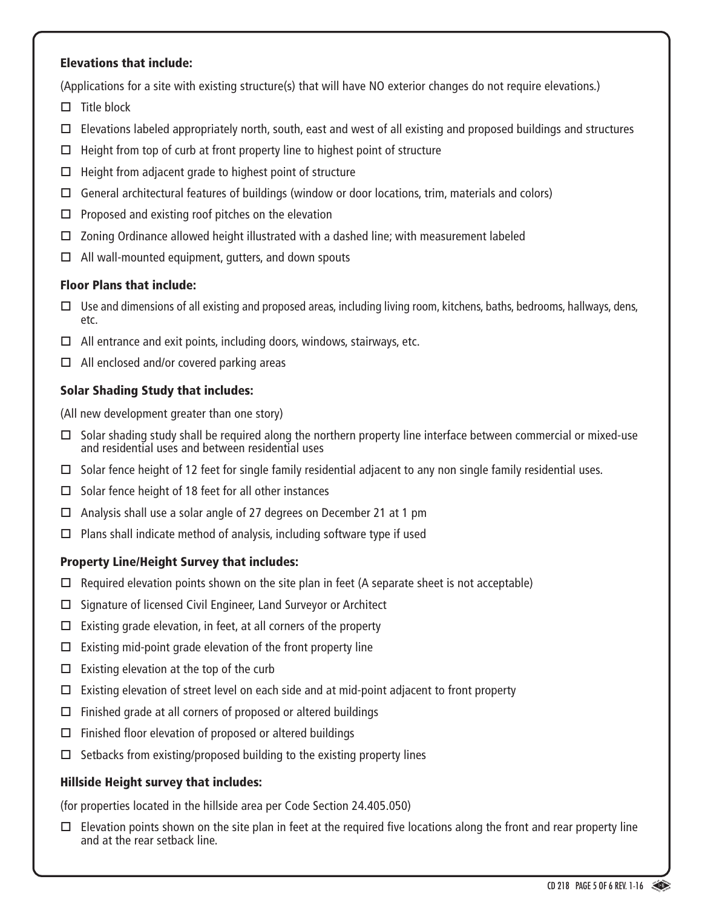### Elevations that include:

(Applications for a site with existing structure(s) that will have NO exterior changes do not require elevations.)

- ☐ Title block
- ☐ Elevations labeled appropriately north, south, east and west of all existing and proposed buildings and structures
- ☐ Height from top of curb at front property line to highest point of structure
- ☐ Height from adjacent grade to highest point of structure
- ☐ General architectural features of buildings (window or door locations, trim, materials and colors)
- ☐ Proposed and existing roof pitches on the elevation
- ☐ Zoning Ordinance allowed height illustrated with a dashed line; with measurement labeled
- ☐ All wall-mounted equipment, gutters, and down spouts

### Floor Plans that include:

- ☐ Use and dimensions of all existing and proposed areas, including living room, kitchens, baths, bedrooms, hallways, dens, etc.
- ☐ All entrance and exit points, including doors, windows, stairways, etc.
- ☐ All enclosed and/or covered parking areas

### Solar Shading Study that includes:

(All new development greater than one story)

- ☐ Solar shading study shall be required along the northern property line interface between commercial or mixed-use and residential uses and between residential uses
- ☐ Solar fence height of 12 feet for single family residential adjacent to any non single family residential uses.
- ☐ Solar fence height of 18 feet for all other instances
- ☐ Analysis shall use a solar angle of 27 degrees on December 21 at 1 pm
- ☐ Plans shall indicate method of analysis, including software type if used

### Property Line/Height Survey that includes:

- ☐ Required elevation points shown on the site plan in feet (A separate sheet is not acceptable)
- ☐ Signature of licensed Civil Engineer, Land Surveyor or Architect
- ☐ Existing grade elevation, in feet, at all corners of the property
- ☐ Existing mid-point grade elevation of the front property line
- ☐ Existing elevation at the top of the curb
- ☐ Existing elevation of street level on each side and at mid-point adjacent to front property
- ☐ Finished grade at all corners of proposed or altered buildings
- ☐ Finished floor elevation of proposed or altered buildings
- ☐ Setbacks from existing/proposed building to the existing property lines

### Hillside Height survey that includes:

(for properties located in the hillside area per Code Section 24.405.050)

- ☐ Elevation points shown on the site plan in feet at the required five locations along the front and rear property line and at the rear setback line.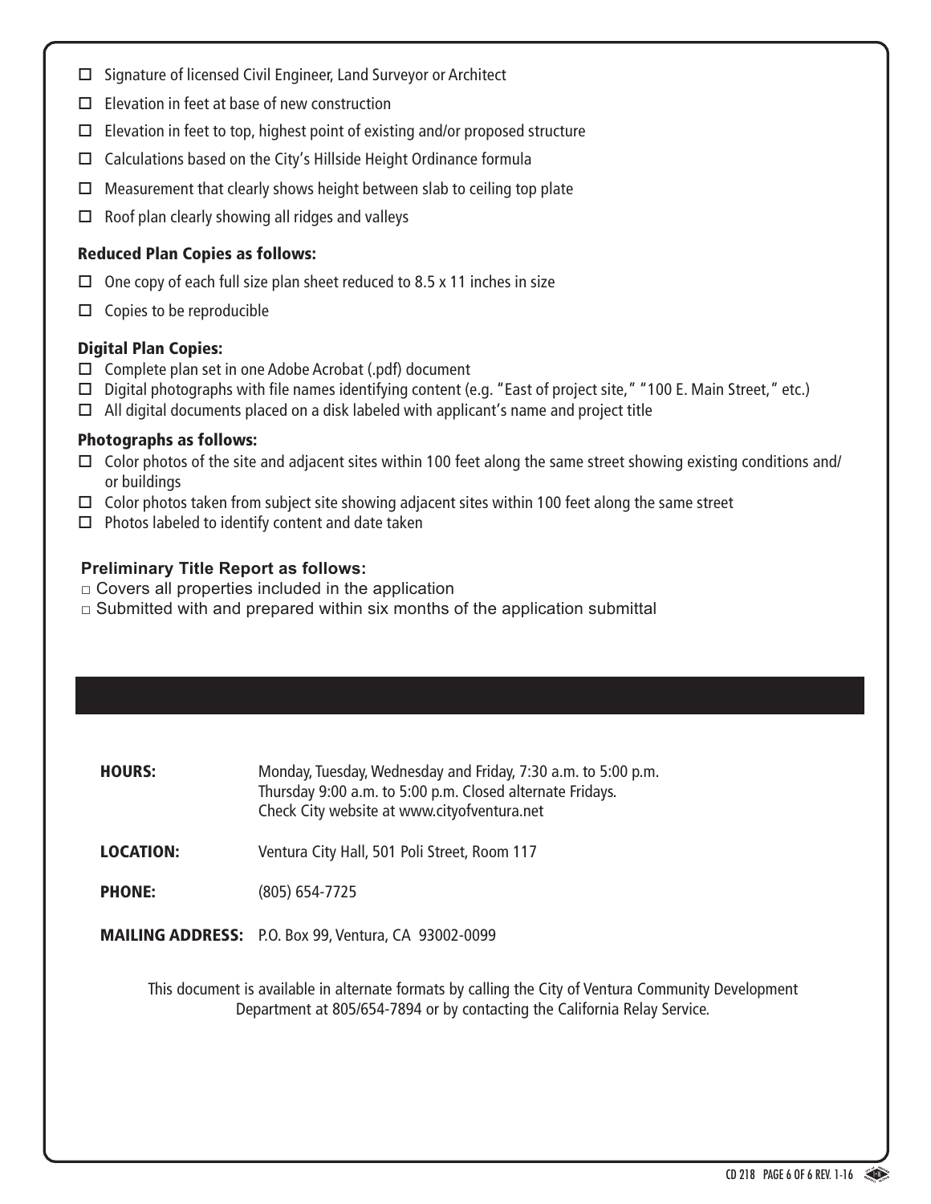- ☐ Signature of licensed Civil Engineer, Land Surveyor or Architect
- ☐ Elevation in feet at base of new construction
- ☐ Elevation in feet to top, highest point of existing and/or proposed structure
- ☐ Calculations based on the City's Hillside Height Ordinance formula
- ☐ Measurement that clearly shows height between slab to ceiling top plate
- ☐ Roof plan clearly showing all ridges and valleys

### Reduced Plan Copies as follows:

- ☐ One copy of each full size plan sheet reduced to 8.5 x 11 inches in size
- ☐ Copies to be reproducible

### Digital Plan Copies:

- ☐ Complete plan set in one Adobe Acrobat (.pdf) document
- ☐ Digital photographs with file names identifying content (e.g. "East of project site," "100 E. Main Street," etc.)
- ☐ All digital documents placed on a disk labeled with applicant's name and project title

### Photographs as follows:

- ☐ Color photos of the site and adjacent sites within 100 feet along the same street showing existing conditions and/or buildings
- ☐ Color photos taken from subject site showing adjacent sites within 100 feet along the same street
- ☐ Photos labeled to identify content and date taken

### Preliminary Title Report as follows:

- ☐ Covers all properties included in the application
- ☐ Submitted with and prepared within six months of the application submittal

**HOURS:** Monday, Tuesday, Wednesday and Friday, 7:30 a.m. to 5:00 p.m.
Thursday 9:00 a.m. to 5:00 p.m. Closed alternate Fridays.
Check City website at www.cityofventura.net

**LOCATION:** Ventura City Hall, 501 Poli Street, Room 117

**PHONE:** (805) 654-7725

**MAILING ADDRESS:** P.O. Box 99, Ventura, CA 93002-0099

This document is available in alternate formats by calling the City of Ventura Community Development Department at 805/654-7894 or by contacting the California Relay Service.

CD 218 REV. 1-16